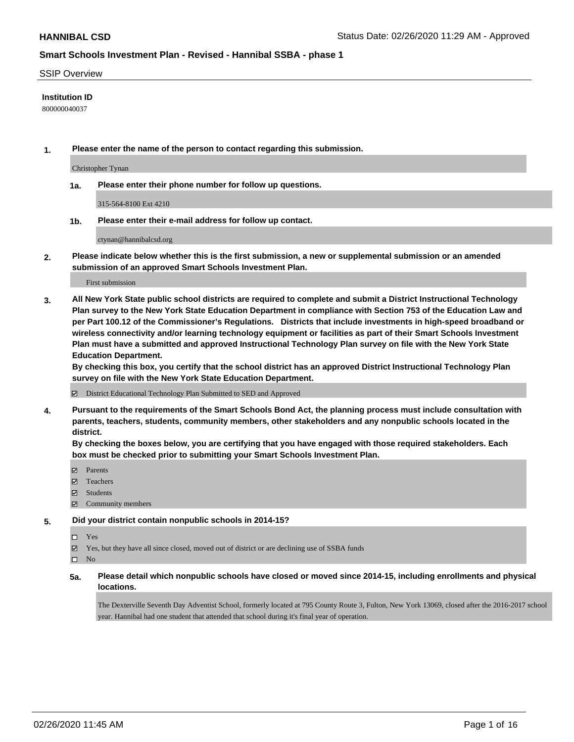**HANNIBAL CSD** Status Date: 02/26/2020 11:29 AM - Approved

**Smart Schools Investment Plan - Revised - Hannibal SSBA - phase 1**

SSIP Overview

**Institution ID**

800000040037

**1. Please enter the name of the person to contact regarding this submission.**

Christopher Tynan

**1a. Please enter their phone number for follow up questions.**

315-564-8100 Ext 4210

**1b. Please enter their e-mail address for follow up contact.**

ctynan@hannibalcsd.org

**2. Please indicate below whether this is the first submission, a new or supplemental submission or an amended submission of an approved Smart Schools Investment Plan.**

First submission

**3. All New York State public school districts are required to complete and submit a District Instructional Technology Plan survey to the New York State Education Department in compliance with Section 753 of the Education Law and per Part 100.12 of the Commissioner's Regulations. Districts that include investments in high-speed broadband or wireless connectivity and/or learning technology equipment or facilities as part of their Smart Schools Investment Plan must have a submitted and approved Instructional Technology Plan survey on file with the New York State Education Department.**
**By checking this box, you certify that the school district has an approved District Instructional Technology Plan survey on file with the New York State Education Department.**

☑ District Educational Technology Plan Submitted to SED and Approved

**4. Pursuant to the requirements of the Smart Schools Bond Act, the planning process must include consultation with parents, teachers, students, community members, other stakeholders and any nonpublic schools located in the district.**
**By checking the boxes below, you are certifying that you have engaged with those required stakeholders. Each box must be checked prior to submitting your Smart Schools Investment Plan.**

☑ Parents
☑ Teachers
☑ Students
☑ Community members

**5. Did your district contain nonpublic schools in 2014-15?**

☐ Yes
☑ Yes, but they have all since closed, moved out of district or are declining use of SSBA funds
☐ No

**5a. Please detail which nonpublic schools have closed or moved since 2014-15, including enrollments and physical locations.**

The Dexterville Seventh Day Adventist School, formerly located at 795 County Route 3, Fulton, New York 13069, closed after the 2016-2017 school year. Hannibal had one student that attended that school during it's final year of operation.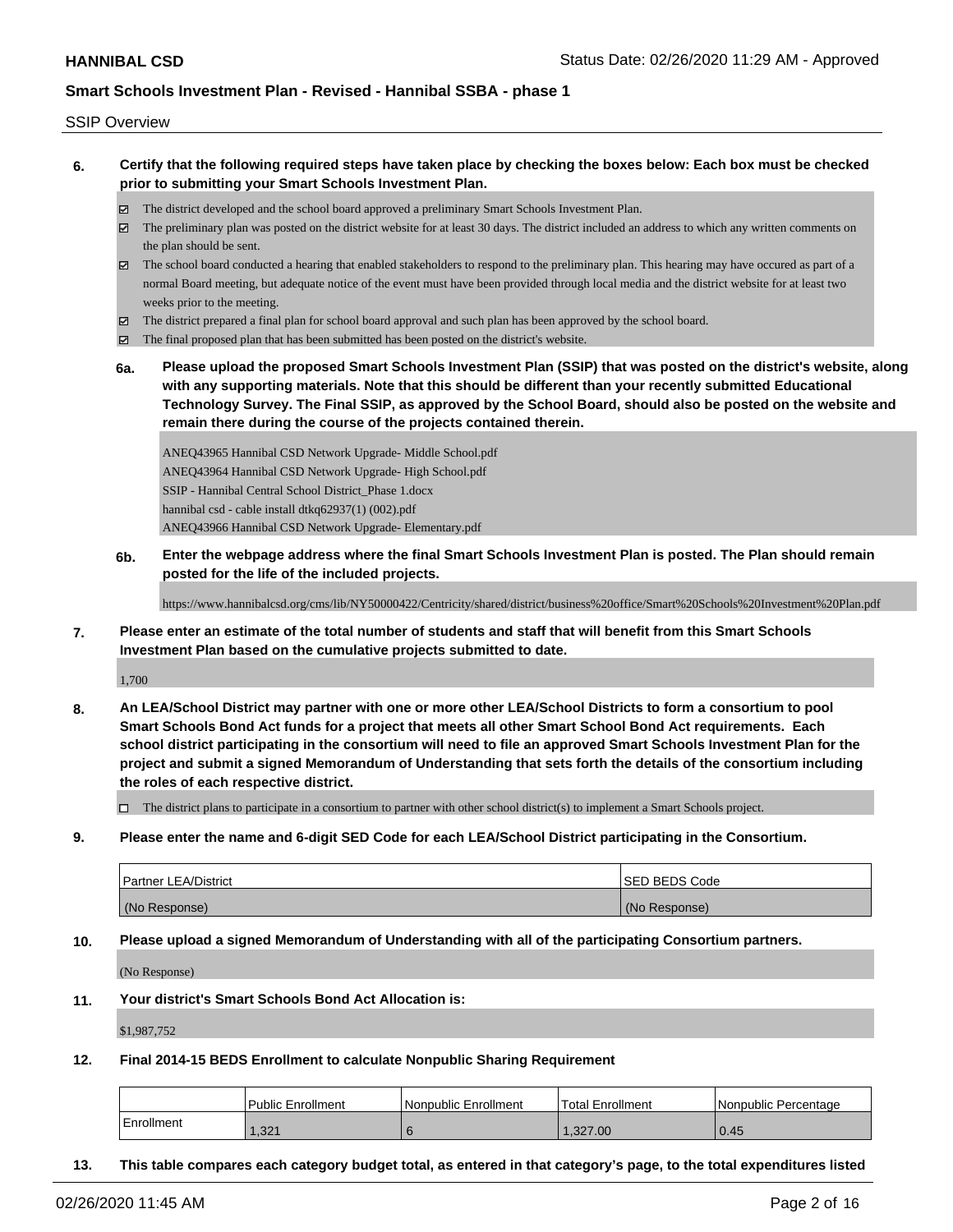SSIP Overview

**6. Certify that the following required steps have taken place by checking the boxes below: Each box must be checked prior to submitting your Smart Schools Investment Plan.**

- ☑ The district developed and the school board approved a preliminary Smart Schools Investment Plan.
- ☑ The preliminary plan was posted on the district website for at least 30 days. The district included an address to which any written comments on the plan should be sent.
- ☑ The school board conducted a hearing that enabled stakeholders to respond to the preliminary plan. This hearing may have occured as part of a normal Board meeting, but adequate notice of the event must have been provided through local media and the district website for at least two weeks prior to the meeting.
- ☑ The district prepared a final plan for school board approval and such plan has been approved by the school board.
- ☑ The final proposed plan that has been submitted has been posted on the district's website.

**6a. Please upload the proposed Smart Schools Investment Plan (SSIP) that was posted on the district's website, along with any supporting materials. Note that this should be different than your recently submitted Educational Technology Survey. The Final SSIP, as approved by the School Board, should also be posted on the website and remain there during the course of the projects contained therein.**

ANEQ43965 Hannibal CSD Network Upgrade- Middle School.pdf
ANEQ43964 Hannibal CSD Network Upgrade- High School.pdf
SSIP - Hannibal Central School District_Phase 1.docx
hannibal csd - cable install dtkq62937(1) (002).pdf
ANEQ43966 Hannibal CSD Network Upgrade- Elementary.pdf

**6b. Enter the webpage address where the final Smart Schools Investment Plan is posted. The Plan should remain posted for the life of the included projects.**

https://www.hannibalcsd.org/cms/lib/NY50000422/Centricity/shared/district/business%20office/Smart%20Schools%20Investment%20Plan.pdf

**7. Please enter an estimate of the total number of students and staff that will benefit from this Smart Schools Investment Plan based on the cumulative projects submitted to date.**

1,700

**8. An LEA/School District may partner with one or more other LEA/School Districts to form a consortium to pool Smart Schools Bond Act funds for a project that meets all other Smart School Bond Act requirements. Each school district participating in the consortium will need to file an approved Smart Schools Investment Plan for the project and submit a signed Memorandum of Understanding that sets forth the details of the consortium including the roles of each respective district.**

- ☐ The district plans to participate in a consortium to partner with other school district(s) to implement a Smart Schools project.

**9. Please enter the name and 6-digit SED Code for each LEA/School District participating in the Consortium.**

| Partner LEA/District | SED BEDS Code |
|---|---|
| (No Response) | (No Response) |

**10. Please upload a signed Memorandum of Understanding with all of the participating Consortium partners.**

(No Response)

**11. Your district's Smart Schools Bond Act Allocation is:**

$1,987,752

**12. Final 2014-15 BEDS Enrollment to calculate Nonpublic Sharing Requirement**

| | Public Enrollment | Nonpublic Enrollment | Total Enrollment | Nonpublic Percentage |
|---|---|---|---|---|
| Enrollment | 1,321 | 6 | 1,327.00 | 0.45 |

**13. This table compares each category budget total, as entered in that category's page, to the total expenditures listed**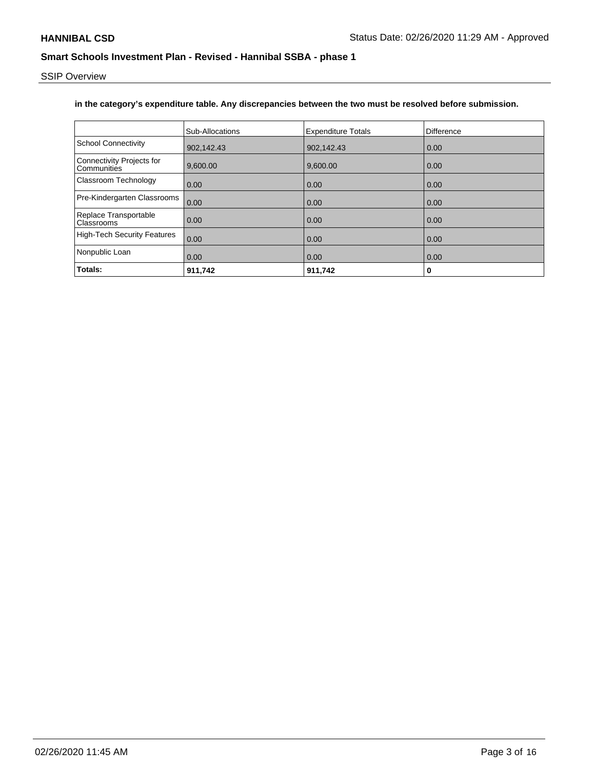## SSIP Overview

**in the category's expenditure table. Any discrepancies between the two must be resolved before submission.**

| | Sub-Allocations | Expenditure Totals | Difference |
|---|---|---|---|
| School Connectivity | 902,142.43 | 902,142.43 | 0.00 |
| Connectivity Projects for Communities | 9,600.00 | 9,600.00 | 0.00 |
| Classroom Technology | 0.00 | 0.00 | 0.00 |
| Pre-Kindergarten Classrooms | 0.00 | 0.00 | 0.00 |
| Replace Transportable Classrooms | 0.00 | 0.00 | 0.00 |
| High-Tech Security Features | 0.00 | 0.00 | 0.00 |
| Nonpublic Loan | 0.00 | 0.00 | 0.00 |
| **Totals:** | **911,742** | **911,742** | **0** |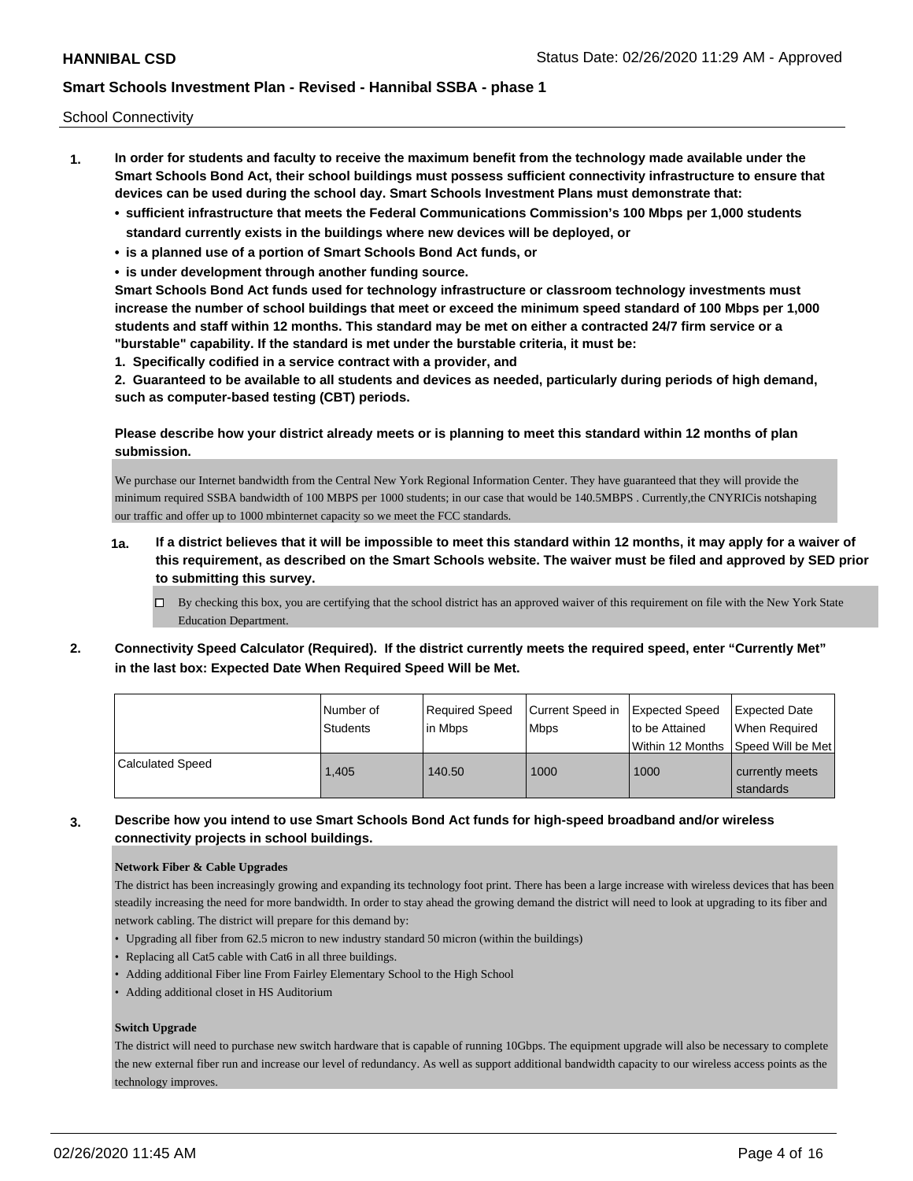School Connectivity

1. **In order for students and faculty to receive the maximum benefit from the technology made available under the Smart Schools Bond Act, their school buildings must possess sufficient connectivity infrastructure to ensure that devices can be used during the school day. Smart Schools Investment Plans must demonstrate that:**
   - **sufficient infrastructure that meets the Federal Communications Commission's 100 Mbps per 1,000 students standard currently exists in the buildings where new devices will be deployed, or**
   - **is a planned use of a portion of Smart Schools Bond Act funds, or**
   - **is under development through another funding source.**

   **Smart Schools Bond Act funds used for technology infrastructure or classroom technology investments must increase the number of school buildings that meet or exceed the minimum speed standard of 100 Mbps per 1,000 students and staff within 12 months. This standard may be met on either a contracted 24/7 firm service or a "burstable" capability. If the standard is met under the burstable criteria, it must be:**

   **1. Specifically codified in a service contract with a provider, and**

   **2. Guaranteed to be available to all students and devices as needed, particularly during periods of high demand, such as computer-based testing (CBT) periods.**

   **Please describe how your district already meets or is planning to meet this standard within 12 months of plan submission.**

   We purchase our Internet bandwidth from the Central New York Regional Information Center. They have guaranteed that they will provide the minimum required SSBA bandwidth of 100 MBPS per 1000 students; in our case that would be 140.5MBPS . Currently,the CNYRICis notshaping our traffic and offer up to 1000 mbinternet capacity so we meet the FCC standards.

   **1a. If a district believes that it will be impossible to meet this standard within 12 months, it may apply for a waiver of this requirement, as described on the Smart Schools website. The waiver must be filed and approved by SED prior to submitting this survey.**

   ☐ By checking this box, you are certifying that the school district has an approved waiver of this requirement on file with the New York State Education Department.

2. **Connectivity Speed Calculator (Required). If the district currently meets the required speed, enter "Currently Met" in the last box: Expected Date When Required Speed Will be Met.**

| | Number of Students | Required Speed in Mbps | Current Speed in Mbps | Expected Speed to be Attained Within 12 Months | Expected Date When Required Speed Will be Met |
|---|---|---|---|---|---|
| Calculated Speed | 1,405 | 140.50 | 1000 | 1000 | currently meets standards |

3. **Describe how you intend to use Smart Schools Bond Act funds for high-speed broadband and/or wireless connectivity projects in school buildings.**

   **Network Fiber & Cable Upgrades**

   The district has been increasingly growing and expanding its technology foot print. There has been a large increase with wireless devices that has been steadily increasing the need for more bandwidth. In order to stay ahead the growing demand the district will need to look at upgrading to its fiber and network cabling. The district will prepare for this demand by:

   - Upgrading all fiber from 62.5 micron to new industry standard 50 micron (within the buildings)
   - Replacing all Cat5 cable with Cat6 in all three buildings.
   - Adding additional Fiber line From Fairley Elementary School to the High School
   - Adding additional closet in HS Auditorium

   **Switch Upgrade**

   The district will need to purchase new switch hardware that is capable of running 10Gbps. The equipment upgrade will also be necessary to complete the new external fiber run and increase our level of redundancy. As well as support additional bandwidth capacity to our wireless access points as the technology improves.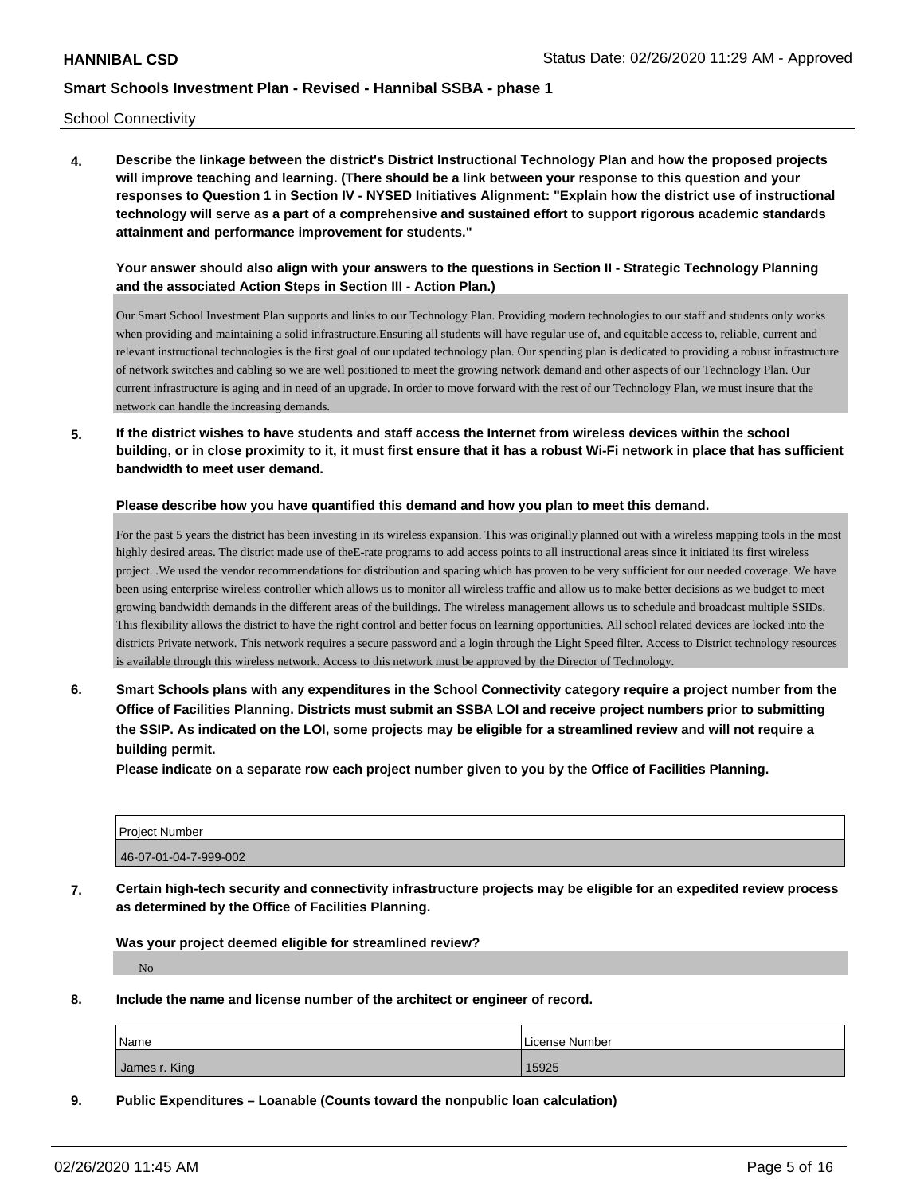School Connectivity

**4. Describe the linkage between the district's District Instructional Technology Plan and how the proposed projects will improve teaching and learning. (There should be a link between your response to this question and your responses to Question 1 in Section IV - NYSED Initiatives Alignment: "Explain how the district use of instructional technology will serve as a part of a comprehensive and sustained effort to support rigorous academic standards attainment and performance improvement for students."**

**Your answer should also align with your answers to the questions in Section II - Strategic Technology Planning and the associated Action Steps in Section III - Action Plan.)**

Our Smart School Investment Plan supports and links to our Technology Plan. Providing modern technologies to our staff and students only works when providing and maintaining a solid infrastructure.Ensuring all students will have regular use of, and equitable access to, reliable, current and relevant instructional technologies is the first goal of our updated technology plan. Our spending plan is dedicated to providing a robust infrastructure of network switches and cabling so we are well positioned to meet the growing network demand and other aspects of our Technology Plan. Our current infrastructure is aging and in need of an upgrade. In order to move forward with the rest of our Technology Plan, we must insure that the network can handle the increasing demands.

**5. If the district wishes to have students and staff access the Internet from wireless devices within the school building, or in close proximity to it, it must first ensure that it has a robust Wi-Fi network in place that has sufficient bandwidth to meet user demand.**

**Please describe how you have quantified this demand and how you plan to meet this demand.**

For the past 5 years the district has been investing in its wireless expansion. This was originally planned out with a wireless mapping tools in the most highly desired areas. The district made use of theE-rate programs to add access points to all instructional areas since it initiated its first wireless project. .We used the vendor recommendations for distribution and spacing which has proven to be very sufficient for our needed coverage. We have been using enterprise wireless controller which allows us to monitor all wireless traffic and allow us to make better decisions as we budget to meet growing bandwidth demands in the different areas of the buildings. The wireless management allows us to schedule and broadcast multiple SSIDs. This flexibility allows the district to have the right control and better focus on learning opportunities. All school related devices are locked into the districts Private network. This network requires a secure password and a login through the Light Speed filter. Access to District technology resources is available through this wireless network. Access to this network must be approved by the Director of Technology.

**6. Smart Schools plans with any expenditures in the School Connectivity category require a project number from the Office of Facilities Planning. Districts must submit an SSBA LOI and receive project numbers prior to submitting the SSIP. As indicated on the LOI, some projects may be eligible for a streamlined review and will not require a building permit.**

**Please indicate on a separate row each project number given to you by the Office of Facilities Planning.**

| Project Number |
|---|
| 46-07-01-04-7-999-002 |

**7. Certain high-tech security and connectivity infrastructure projects may be eligible for an expedited review process as determined by the Office of Facilities Planning.**

**Was your project deemed eligible for streamlined review?**

No

**8. Include the name and license number of the architect or engineer of record.**

| Name | License Number |
|---|---|
| James r. King | 15925 |

**9. Public Expenditures – Loanable (Counts toward the nonpublic loan calculation)**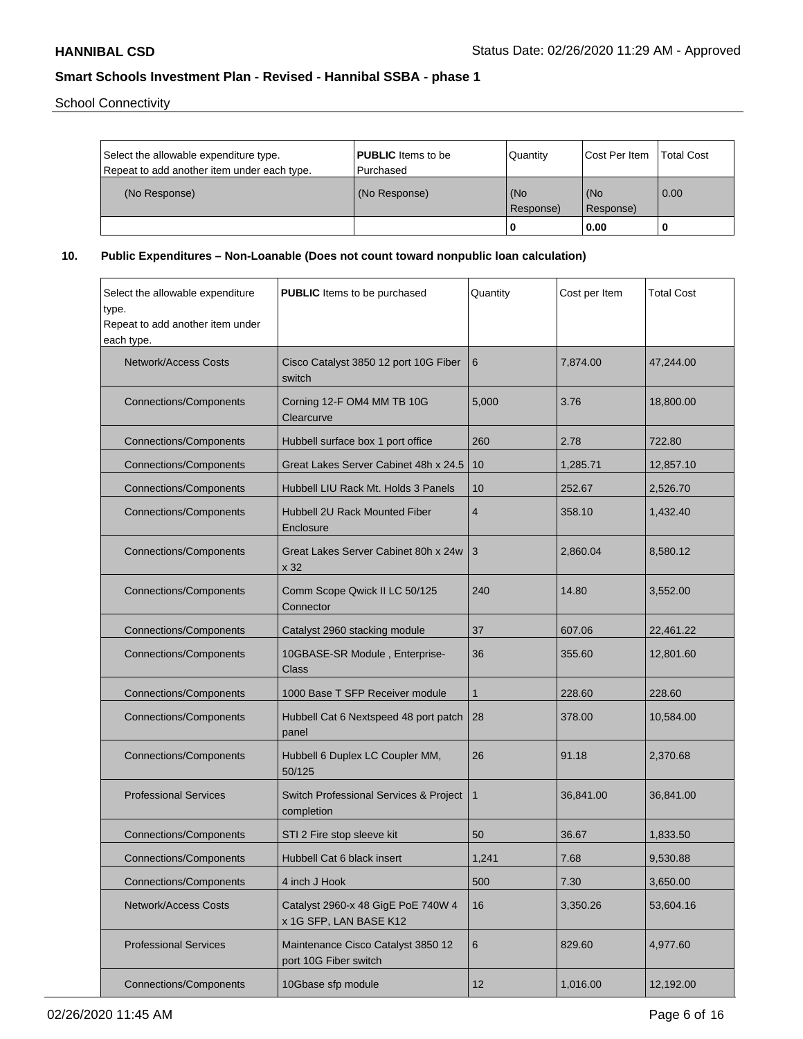School Connectivity

| Select the allowable expenditure type. Repeat to add another item under each type. | **PUBLIC** Items to be Purchased | Quantity | Cost Per Item | Total Cost |
|---|---|---|---|---|
| (No Response) | (No Response) | (No Response) | (No Response) | 0.00 |
| | | 0 | 0.00 | 0 |

**10. Public Expenditures – Non-Loanable (Does not count toward nonpublic loan calculation)**

| Select the allowable expenditure type. Repeat to add another item under each type. | **PUBLIC** Items to be purchased | Quantity | Cost per Item | Total Cost |
|---|---|---|---|---|
| Network/Access Costs | Cisco Catalyst 3850 12 port 10G Fiber switch | 6 | 7,874.00 | 47,244.00 |
| Connections/Components | Corning 12-F OM4 MM TB 10G Clearcurve | 5,000 | 3.76 | 18,800.00 |
| Connections/Components | Hubbell surface box 1 port office | 260 | 2.78 | 722.80 |
| Connections/Components | Great Lakes Server Cabinet 48h x 24.5 | 10 | 1,285.71 | 12,857.10 |
| Connections/Components | Hubbell LIU Rack Mt. Holds 3 Panels | 10 | 252.67 | 2,526.70 |
| Connections/Components | Hubbell 2U Rack Mounted Fiber Enclosure | 4 | 358.10 | 1,432.40 |
| Connections/Components | Great Lakes Server Cabinet 80h x 24w x 32 | 3 | 2,860.04 | 8,580.12 |
| Connections/Components | Comm Scope Qwick II LC 50/125 Connector | 240 | 14.80 | 3,552.00 |
| Connections/Components | Catalyst 2960 stacking module | 37 | 607.06 | 22,461.22 |
| Connections/Components | 10GBASE-SR Module , Enterprise-Class | 36 | 355.60 | 12,801.60 |
| Connections/Components | 1000 Base T SFP Receiver module | 1 | 228.60 | 228.60 |
| Connections/Components | Hubbell Cat 6 Nextspeed 48 port patch panel | 28 | 378.00 | 10,584.00 |
| Connections/Components | Hubbell 6 Duplex LC Coupler MM, 50/125 | 26 | 91.18 | 2,370.68 |
| Professional Services | Switch Professional Services & Project completion | 1 | 36,841.00 | 36,841.00 |
| Connections/Components | STI 2 Fire stop sleeve kit | 50 | 36.67 | 1,833.50 |
| Connections/Components | Hubbell Cat 6 black insert | 1,241 | 7.68 | 9,530.88 |
| Connections/Components | 4 inch J Hook | 500 | 7.30 | 3,650.00 |
| Network/Access Costs | Catalyst 2960-x 48 GigE PoE 740W 4 x 1G SFP, LAN BASE K12 | 16 | 3,350.26 | 53,604.16 |
| Professional Services | Maintenance Cisco Catalyst 3850 12 port 10G Fiber switch | 6 | 829.60 | 4,977.60 |
| Connections/Components | 10Gbase sfp module | 12 | 1,016.00 | 12,192.00 |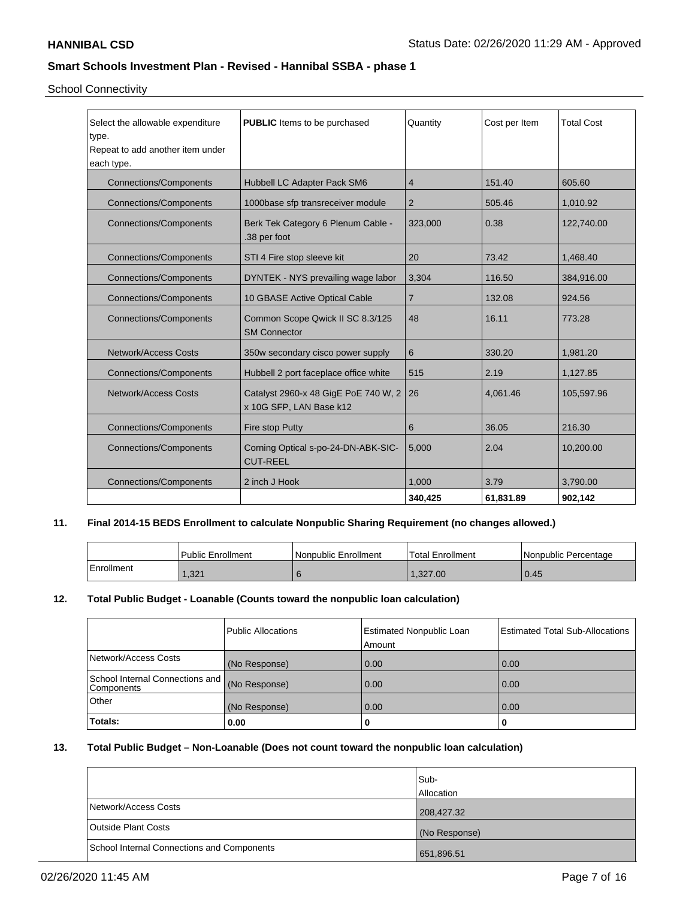School Connectivity

| Select the allowable expenditure type. Repeat to add another item under each type. | **PUBLIC** Items to be purchased | Quantity | Cost per Item | Total Cost |
|---|---|---|---|---|
| Connections/Components | Hubbell LC Adapter Pack SM6 | 4 | 151.40 | 605.60 |
| Connections/Components | 1000base sfp transreceiver module | 2 | 505.46 | 1,010.92 |
| Connections/Components | Berk Tek Category 6 Plenum Cable - .38 per foot | 323,000 | 0.38 | 122,740.00 |
| Connections/Components | STI 4 Fire stop sleeve kit | 20 | 73.42 | 1,468.40 |
| Connections/Components | DYNTEK - NYS prevailing wage labor | 3,304 | 116.50 | 384,916.00 |
| Connections/Components | 10 GBASE Active Optical Cable | 7 | 132.08 | 924.56 |
| Connections/Components | Common Scope Qwick II SC 8.3/125 SM Connector | 48 | 16.11 | 773.28 |
| Network/Access Costs | 350w secondary cisco power supply | 6 | 330.20 | 1,981.20 |
| Connections/Components | Hubbell 2 port faceplace office white | 515 | 2.19 | 1,127.85 |
| Network/Access Costs | Catalyst 2960-x 48 GigE PoE 740 W, 2 x 10G SFP, LAN Base k12 | 26 | 4,061.46 | 105,597.96 |
| Connections/Components | Fire stop Putty | 6 | 36.05 | 216.30 |
| Connections/Components | Corning Optical s-po-24-DN-ABK-SIC-CUT-REEL | 5,000 | 2.04 | 10,200.00 |
| Connections/Components | 2 inch J Hook | 1,000 | 3.79 | 3,790.00 |
| | | **340,425** | **61,831.89** | **902,142** |

**11. Final 2014-15 BEDS Enrollment to calculate Nonpublic Sharing Requirement (no changes allowed.)**

| | Public Enrollment | Nonpublic Enrollment | Total Enrollment | Nonpublic Percentage |
|---|---|---|---|---|
| Enrollment | 1,321 | 6 | 1,327.00 | 0.45 |

**12. Total Public Budget - Loanable (Counts toward the nonpublic loan calculation)**

| | Public Allocations | Estimated Nonpublic Loan Amount | Estimated Total Sub-Allocations |
|---|---|---|---|
| Network/Access Costs | (No Response) | 0.00 | 0.00 |
| School Internal Connections and Components | (No Response) | 0.00 | 0.00 |
| Other | (No Response) | 0.00 | 0.00 |
| **Totals:** | **0.00** | **0** | **0** |

**13. Total Public Budget – Non-Loanable (Does not count toward the nonpublic loan calculation)**

| | Sub-Allocation |
|---|---|
| Network/Access Costs | 208,427.32 |
| Outside Plant Costs | (No Response) |
| School Internal Connections and Components | 651,896.51 |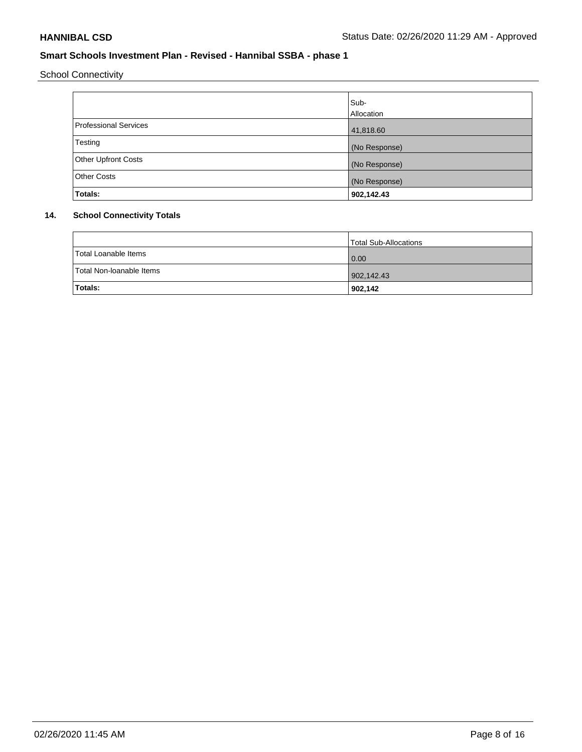School Connectivity

| | Sub-Allocation |
|---|---|
| Professional Services | 41,818.60 |
| Testing | (No Response) |
| Other Upfront Costs | (No Response) |
| Other Costs | (No Response) |
| **Totals:** | **902,142.43** |

**14. School Connectivity Totals**

| | Total Sub-Allocations |
|---|---|
| Total Loanable Items | 0.00 |
| Total Non-loanable Items | 902,142.43 |
| **Totals:** | **902,142** |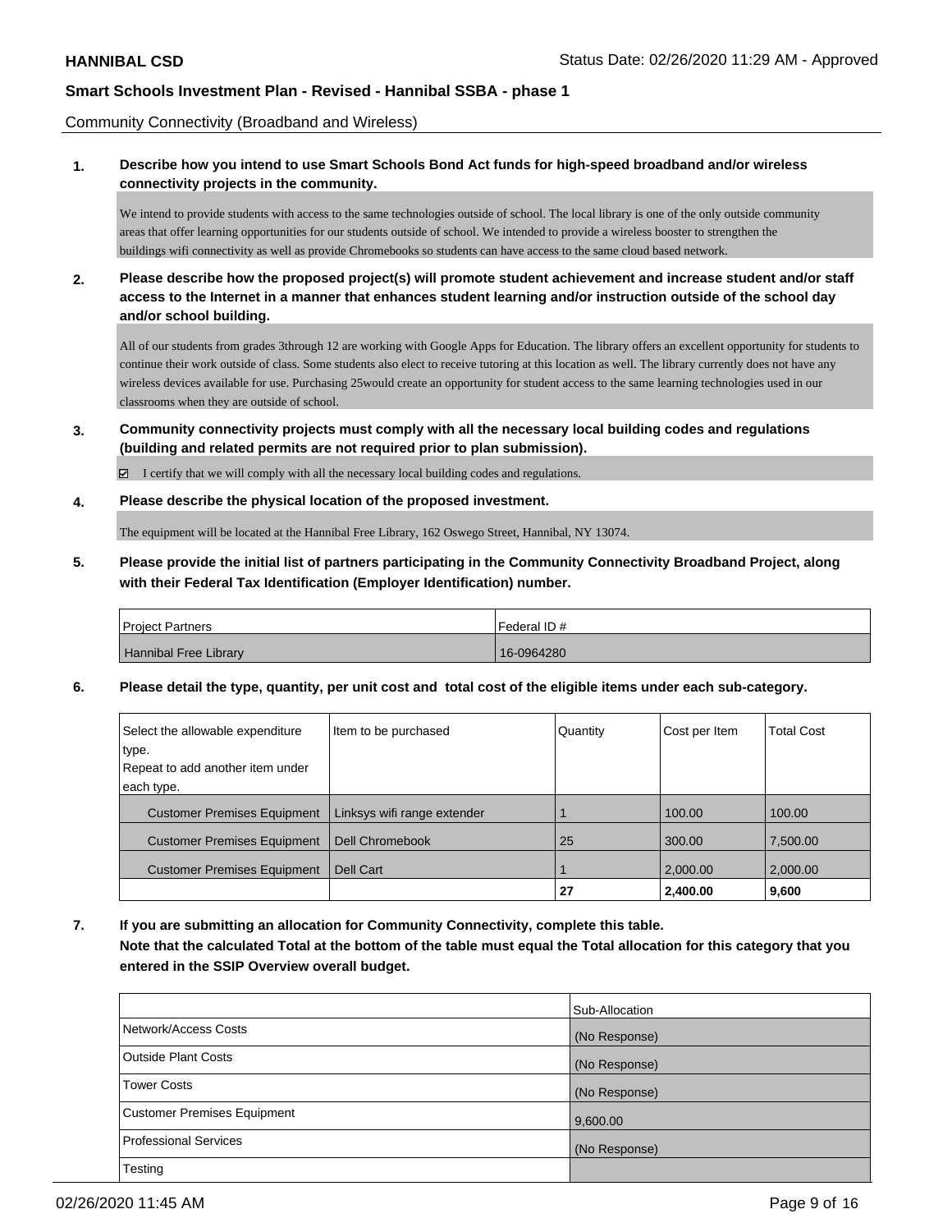Community Connectivity (Broadband and Wireless)

**1. Describe how you intend to use Smart Schools Bond Act funds for high-speed broadband and/or wireless connectivity projects in the community.**

We intend to provide students with access to the same technologies outside of school. The local library is one of the only outside community areas that offer learning opportunities for our students outside of school. We intended to provide a wireless booster to strengthen the buildings wifi connectivity as well as provide Chromebooks so students can have access to the same cloud based network.

**2. Please describe how the proposed project(s) will promote student achievement and increase student and/or staff access to the Internet in a manner that enhances student learning and/or instruction outside of the school day and/or school building.**

All of our students from grades 3through 12 are working with Google Apps for Education. The library offers an excellent opportunity for students to continue their work outside of class. Some students also elect to receive tutoring at this location as well. The library currently does not have any wireless devices available for use. Purchasing 25would create an opportunity for student access to the same learning technologies used in our classrooms when they are outside of school.

**3. Community connectivity projects must comply with all the necessary local building codes and regulations (building and related permits are not required prior to plan submission).**

☑ I certify that we will comply with all the necessary local building codes and regulations.

**4. Please describe the physical location of the proposed investment.**

The equipment will be located at the Hannibal Free Library, 162 Oswego Street, Hannibal, NY 13074.

**5. Please provide the initial list of partners participating in the Community Connectivity Broadband Project, along with their Federal Tax Identification (Employer Identification) number.**

| Project Partners | Federal ID # |
|---|---|
| Hannibal Free Library | 16-0964280 |

**6. Please detail the type, quantity, per unit cost and total cost of the eligible items under each sub-category.**

| Select the allowable expenditure type. Repeat to add another item under each type. | Item to be purchased | Quantity | Cost per Item | Total Cost |
|---|---|---|---|---|
| Customer Premises Equipment | Linksys wifi range extender | 1 | 100.00 | 100.00 |
| Customer Premises Equipment | Dell Chromebook | 25 | 300.00 | 7,500.00 |
| Customer Premises Equipment | Dell Cart | 1 | 2,000.00 | 2,000.00 |
| | | 27 | 2,400.00 | 9,600 |

**7. If you are submitting an allocation for Community Connectivity, complete this table. Note that the calculated Total at the bottom of the table must equal the Total allocation for this category that you entered in the SSIP Overview overall budget.**

| | Sub-Allocation |
|---|---|
| Network/Access Costs | (No Response) |
| Outside Plant Costs | (No Response) |
| Tower Costs | (No Response) |
| Customer Premises Equipment | 9,600.00 |
| Professional Services | (No Response) |
| Testing | |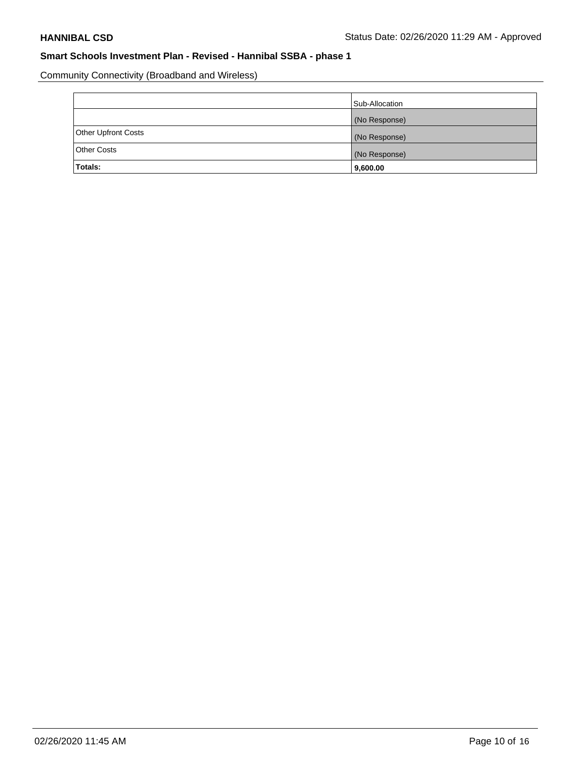**HANNIBAL CSD** Status Date: 02/26/2020 11:29 AM - Approved

**Smart Schools Investment Plan - Revised - Hannibal SSBA - phase 1**

Community Connectivity (Broadband and Wireless)

| | Sub-Allocation |
|---|---|
| | (No Response) |
| Other Upfront Costs | (No Response) |
| Other Costs | (No Response) |
| **Totals:** | **9,600.00** |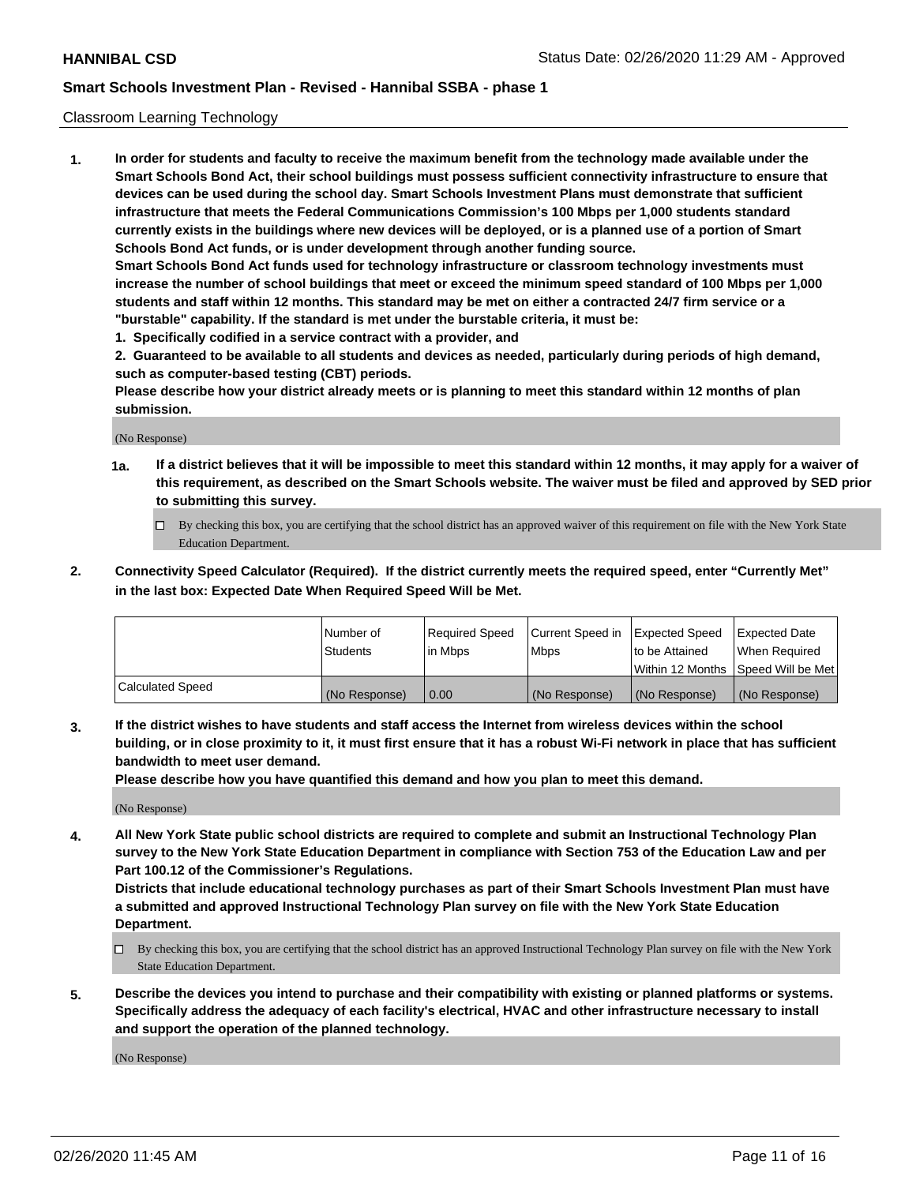Classroom Learning Technology

**1. In order for students and faculty to receive the maximum benefit from the technology made available under the Smart Schools Bond Act, their school buildings must possess sufficient connectivity infrastructure to ensure that devices can be used during the school day. Smart Schools Investment Plans must demonstrate that sufficient infrastructure that meets the Federal Communications Commission's 100 Mbps per 1,000 students standard currently exists in the buildings where new devices will be deployed, or is a planned use of a portion of Smart Schools Bond Act funds, or is under development through another funding source.**

**Smart Schools Bond Act funds used for technology infrastructure or classroom technology investments must increase the number of school buildings that meet or exceed the minimum speed standard of 100 Mbps per 1,000 students and staff within 12 months. This standard may be met on either a contracted 24/7 firm service or a "burstable" capability. If the standard is met under the burstable criteria, it must be:**

**1. Specifically codified in a service contract with a provider, and**

**2. Guaranteed to be available to all students and devices as needed, particularly during periods of high demand, such as computer-based testing (CBT) periods.**

**Please describe how your district already meets or is planning to meet this standard within 12 months of plan submission.**

(No Response)

**1a. If a district believes that it will be impossible to meet this standard within 12 months, it may apply for a waiver of this requirement, as described on the Smart Schools website. The waiver must be filed and approved by SED prior to submitting this survey.**

☐ By checking this box, you are certifying that the school district has an approved waiver of this requirement on file with the New York State Education Department.

**2. Connectivity Speed Calculator (Required). If the district currently meets the required speed, enter "Currently Met" in the last box: Expected Date When Required Speed Will be Met.**

| | Number of Students | Required Speed in Mbps | Current Speed in Mbps | Expected Speed to be Attained Within 12 Months | Expected Date When Required Speed Will be Met |
|---|---|---|---|---|---|
| Calculated Speed | (No Response) | 0.00 | (No Response) | (No Response) | (No Response) |

**3. If the district wishes to have students and staff access the Internet from wireless devices within the school building, or in close proximity to it, it must first ensure that it has a robust Wi-Fi network in place that has sufficient bandwidth to meet user demand.**

**Please describe how you have quantified this demand and how you plan to meet this demand.**

(No Response)

**4. All New York State public school districts are required to complete and submit an Instructional Technology Plan survey to the New York State Education Department in compliance with Section 753 of the Education Law and per Part 100.12 of the Commissioner's Regulations.**

**Districts that include educational technology purchases as part of their Smart Schools Investment Plan must have a submitted and approved Instructional Technology Plan survey on file with the New York State Education Department.**

☐ By checking this box, you are certifying that the school district has an approved Instructional Technology Plan survey on file with the New York State Education Department.

**5. Describe the devices you intend to purchase and their compatibility with existing or planned platforms or systems. Specifically address the adequacy of each facility's electrical, HVAC and other infrastructure necessary to install and support the operation of the planned technology.**

(No Response)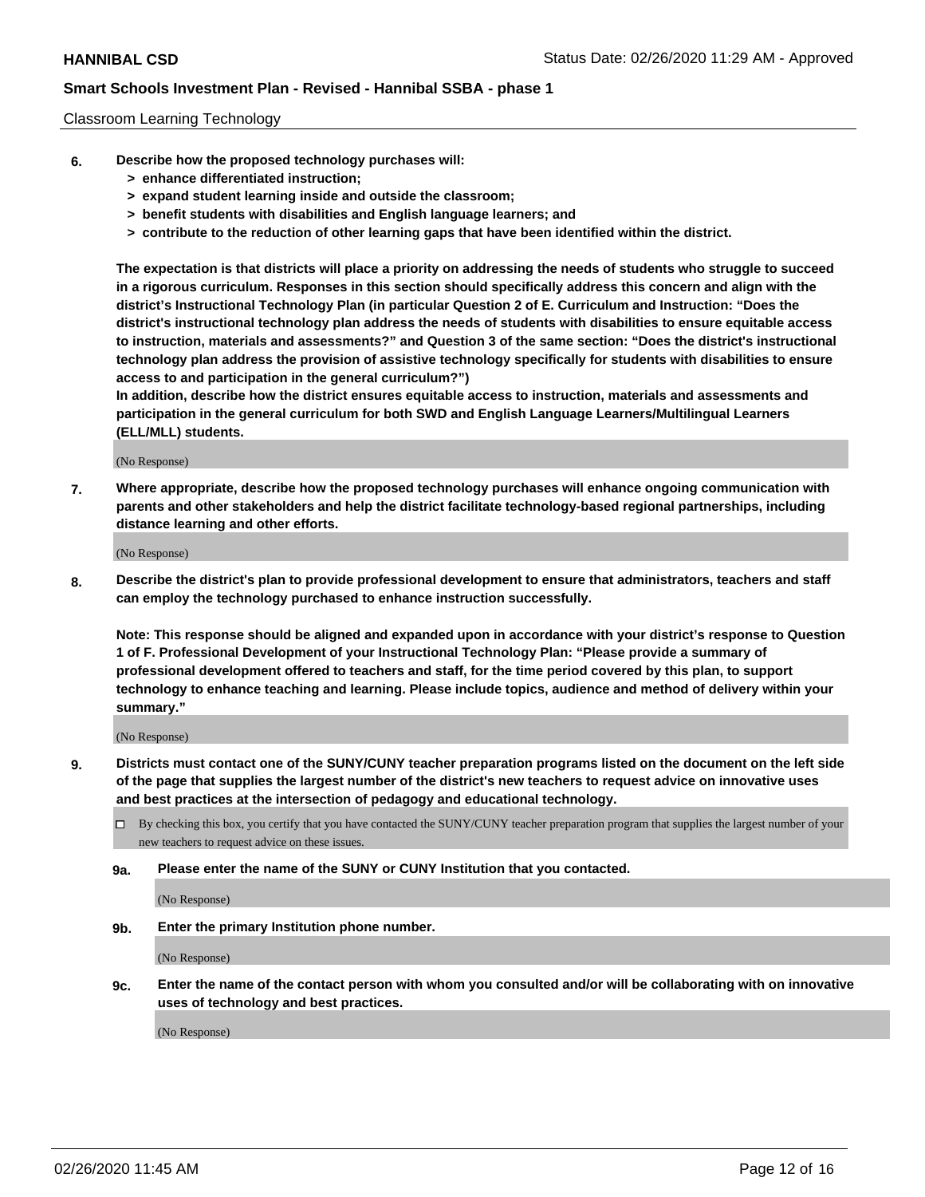Classroom Learning Technology

6. **Describe how the proposed technology purchases will:**
   - **> enhance differentiated instruction;**
   - **> expand student learning inside and outside the classroom;**
   - **> benefit students with disabilities and English language learners; and**
   - **> contribute to the reduction of other learning gaps that have been identified within the district.**

   **The expectation is that districts will place a priority on addressing the needs of students who struggle to succeed in a rigorous curriculum. Responses in this section should specifically address this concern and align with the district's Instructional Technology Plan (in particular Question 2 of E. Curriculum and Instruction: "Does the district's instructional technology plan address the needs of students with disabilities to ensure equitable access to instruction, materials and assessments?" and Question 3 of the same section: "Does the district's instructional technology plan address the provision of assistive technology specifically for students with disabilities to ensure access to and participation in the general curriculum?")**

   **In addition, describe how the district ensures equitable access to instruction, materials and assessments and participation in the general curriculum for both SWD and English Language Learners/Multilingual Learners (ELL/MLL) students.**

   (No Response)

7. **Where appropriate, describe how the proposed technology purchases will enhance ongoing communication with parents and other stakeholders and help the district facilitate technology-based regional partnerships, including distance learning and other efforts.**

   (No Response)

8. **Describe the district's plan to provide professional development to ensure that administrators, teachers and staff can employ the technology purchased to enhance instruction successfully.**

   **Note: This response should be aligned and expanded upon in accordance with your district's response to Question 1 of F. Professional Development of your Instructional Technology Plan: "Please provide a summary of professional development offered to teachers and staff, for the time period covered by this plan, to support technology to enhance teaching and learning. Please include topics, audience and method of delivery within your summary."**

   (No Response)

9. **Districts must contact one of the SUNY/CUNY teacher preparation programs listed on the document on the left side of the page that supplies the largest number of the district's new teachers to request advice on innovative uses and best practices at the intersection of pedagogy and educational technology.**

   ☐ By checking this box, you certify that you have contacted the SUNY/CUNY teacher preparation program that supplies the largest number of your new teachers to request advice on these issues.

   **9a. Please enter the name of the SUNY or CUNY Institution that you contacted.**

   (No Response)

   **9b. Enter the primary Institution phone number.**

   (No Response)

   **9c. Enter the name of the contact person with whom you consulted and/or will be collaborating with on innovative uses of technology and best practices.**

   (No Response)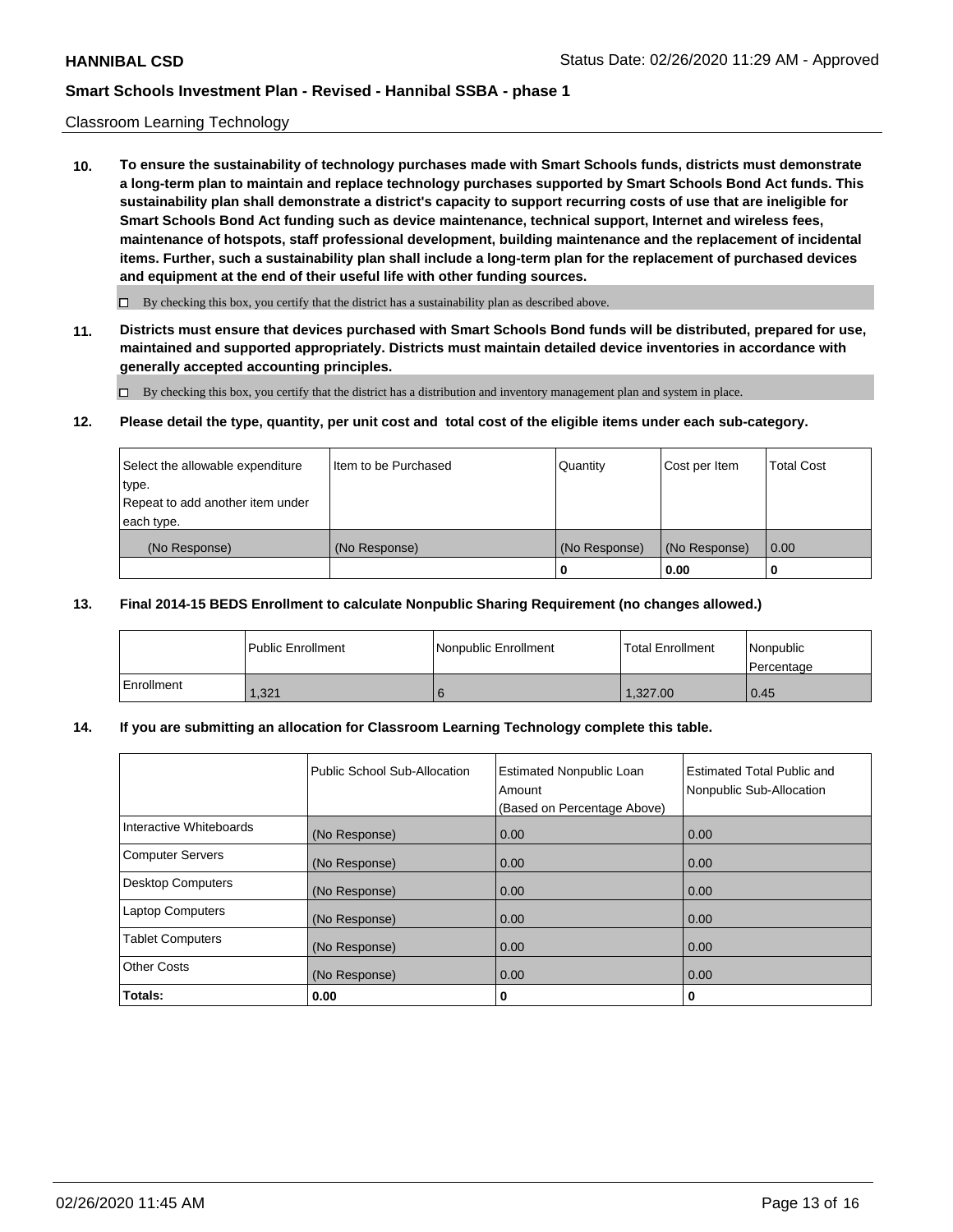Classroom Learning Technology

**10. To ensure the sustainability of technology purchases made with Smart Schools funds, districts must demonstrate a long-term plan to maintain and replace technology purchases supported by Smart Schools Bond Act funds. This sustainability plan shall demonstrate a district's capacity to support recurring costs of use that are ineligible for Smart Schools Bond Act funding such as device maintenance, technical support, Internet and wireless fees, maintenance of hotspots, staff professional development, building maintenance and the replacement of incidental items. Further, such a sustainability plan shall include a long-term plan for the replacement of purchased devices and equipment at the end of their useful life with other funding sources.**

☐ By checking this box, you certify that the district has a sustainability plan as described above.

**11. Districts must ensure that devices purchased with Smart Schools Bond funds will be distributed, prepared for use, maintained and supported appropriately. Districts must maintain detailed device inventories in accordance with generally accepted accounting principles.**

☐ By checking this box, you certify that the district has a distribution and inventory management plan and system in place.

**12. Please detail the type, quantity, per unit cost and total cost of the eligible items under each sub-category.**

| Select the allowable expenditure type. Repeat to add another item under each type. | Item to be Purchased | Quantity | Cost per Item | Total Cost |
|---|---|---|---|---|
| (No Response) | (No Response) | (No Response) | (No Response) | 0.00 |
| | | **0** | **0.00** | **0** |

**13. Final 2014-15 BEDS Enrollment to calculate Nonpublic Sharing Requirement (no changes allowed.)**

| | Public Enrollment | Nonpublic Enrollment | Total Enrollment | Nonpublic Percentage |
|---|---|---|---|---|
| Enrollment | 1,321 | 6 | 1,327.00 | 0.45 |

**14. If you are submitting an allocation for Classroom Learning Technology complete this table.**

| | Public School Sub-Allocation | Estimated Nonpublic Loan Amount (Based on Percentage Above) | Estimated Total Public and Nonpublic Sub-Allocation |
|---|---|---|---|
| Interactive Whiteboards | (No Response) | 0.00 | 0.00 |
| Computer Servers | (No Response) | 0.00 | 0.00 |
| Desktop Computers | (No Response) | 0.00 | 0.00 |
| Laptop Computers | (No Response) | 0.00 | 0.00 |
| Tablet Computers | (No Response) | 0.00 | 0.00 |
| Other Costs | (No Response) | 0.00 | 0.00 |
| **Totals:** | **0.00** | **0** | **0** |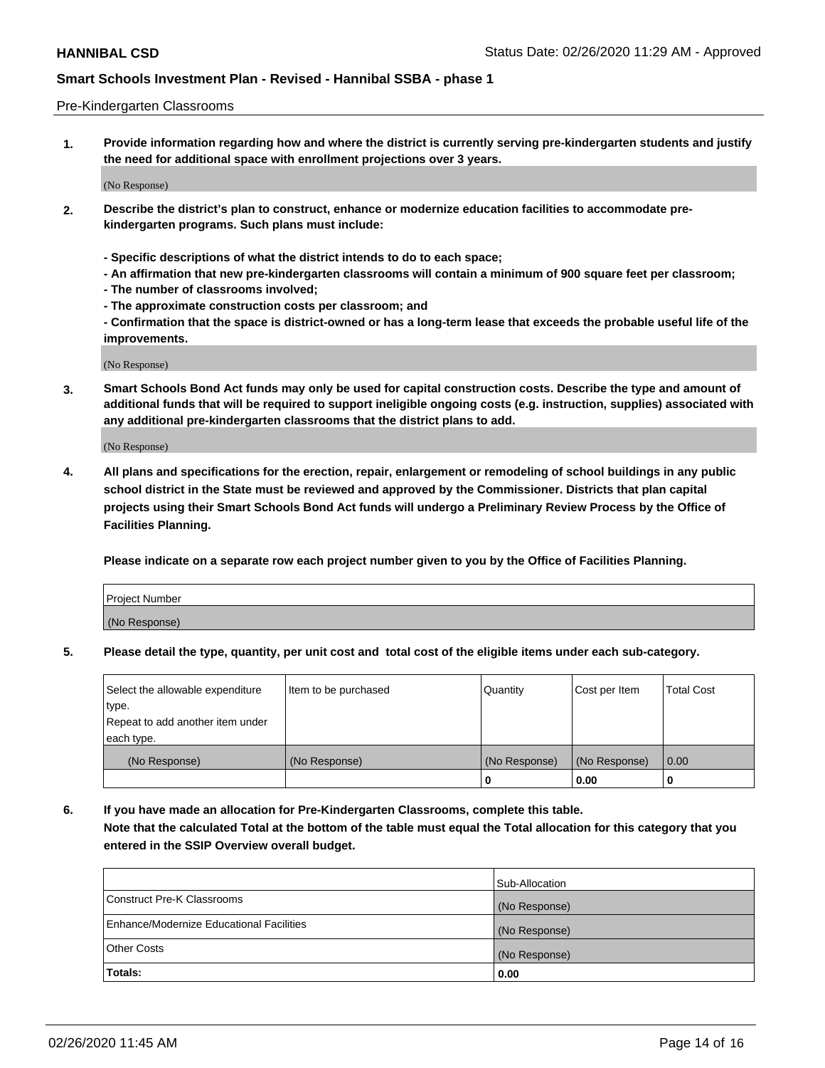Pre-Kindergarten Classrooms

1. **Provide information regarding how and where the district is currently serving pre-kindergarten students and justify the need for additional space with enrollment projections over 3 years.**

   (No Response)

2. **Describe the district's plan to construct, enhance or modernize education facilities to accommodate pre-kindergarten programs. Such plans must include:**

   **- Specific descriptions of what the district intends to do to each space;**
   **- An affirmation that new pre-kindergarten classrooms will contain a minimum of 900 square feet per classroom;**
   **- The number of classrooms involved;**
   **- The approximate construction costs per classroom; and**
   **- Confirmation that the space is district-owned or has a long-term lease that exceeds the probable useful life of the improvements.**

   (No Response)

3. **Smart Schools Bond Act funds may only be used for capital construction costs. Describe the type and amount of additional funds that will be required to support ineligible ongoing costs (e.g. instruction, supplies) associated with any additional pre-kindergarten classrooms that the district plans to add.**

   (No Response)

4. **All plans and specifications for the erection, repair, enlargement or remodeling of school buildings in any public school district in the State must be reviewed and approved by the Commissioner. Districts that plan capital projects using their Smart Schools Bond Act funds will undergo a Preliminary Review Process by the Office of Facilities Planning.**

   **Please indicate on a separate row each project number given to you by the Office of Facilities Planning.**

| Project Number |
|---|
| (No Response) |

5. **Please detail the type, quantity, per unit cost and total cost of the eligible items under each sub-category.**

| Select the allowable expenditure type. Repeat to add another item under each type. | Item to be purchased | Quantity | Cost per Item | Total Cost |
|---|---|---|---|---|
| (No Response) | (No Response) | (No Response) | (No Response) | 0.00 |
| | | 0 | 0.00 | 0 |

6. **If you have made an allocation for Pre-Kindergarten Classrooms, complete this table.**
   **Note that the calculated Total at the bottom of the table must equal the Total allocation for this category that you entered in the SSIP Overview overall budget.**

| | Sub-Allocation |
|---|---|
| Construct Pre-K Classrooms | (No Response) |
| Enhance/Modernize Educational Facilities | (No Response) |
| Other Costs | (No Response) |
| **Totals:** | **0.00** |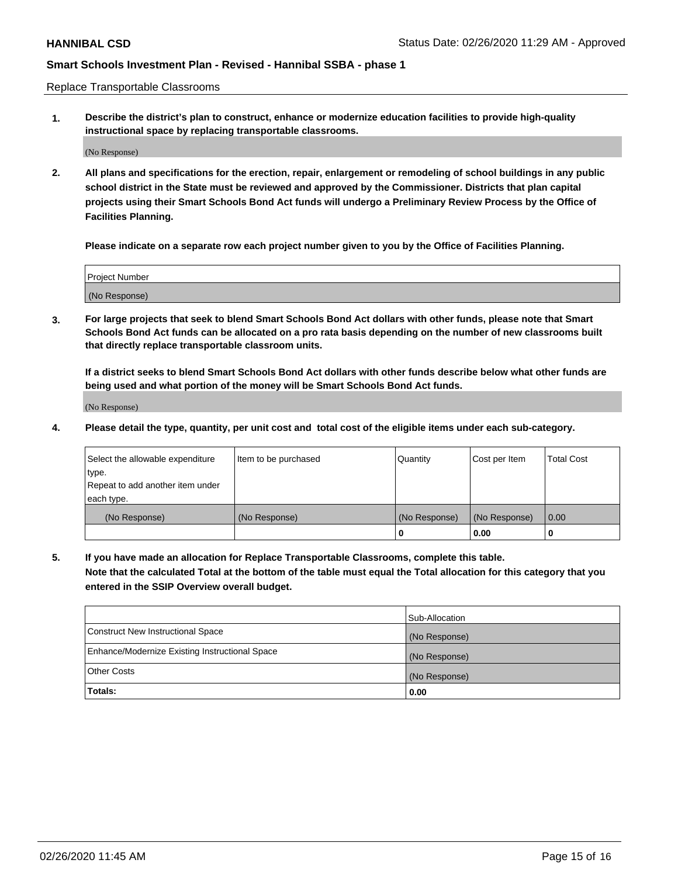Replace Transportable Classrooms

1. **Describe the district's plan to construct, enhance or modernize education facilities to provide high-quality instructional space by replacing transportable classrooms.**

(No Response)

2. **All plans and specifications for the erection, repair, enlargement or remodeling of school buildings in any public school district in the State must be reviewed and approved by the Commissioner. Districts that plan capital projects using their Smart Schools Bond Act funds will undergo a Preliminary Review Process by the Office of Facilities Planning.**

**Please indicate on a separate row each project number given to you by the Office of Facilities Planning.**

| Project Number |
|---|
| (No Response) |

3. **For large projects that seek to blend Smart Schools Bond Act dollars with other funds, please note that Smart Schools Bond Act funds can be allocated on a pro rata basis depending on the number of new classrooms built that directly replace transportable classroom units.**

**If a district seeks to blend Smart Schools Bond Act dollars with other funds describe below what other funds are being used and what portion of the money will be Smart Schools Bond Act funds.**

(No Response)

4. **Please detail the type, quantity, per unit cost and total cost of the eligible items under each sub-category.**

| Select the allowable expenditure type. Repeat to add another item under each type. | Item to be purchased | Quantity | Cost per Item | Total Cost |
|---|---|---|---|---|
| (No Response) | (No Response) | (No Response) | (No Response) | 0.00 |
| | | **0** | **0.00** | **0** |

5. **If you have made an allocation for Replace Transportable Classrooms, complete this table. Note that the calculated Total at the bottom of the table must equal the Total allocation for this category that you entered in the SSIP Overview overall budget.**

| | Sub-Allocation |
|---|---|
| Construct New Instructional Space | (No Response) |
| Enhance/Modernize Existing Instructional Space | (No Response) |
| Other Costs | (No Response) |
| **Totals:** | **0.00** |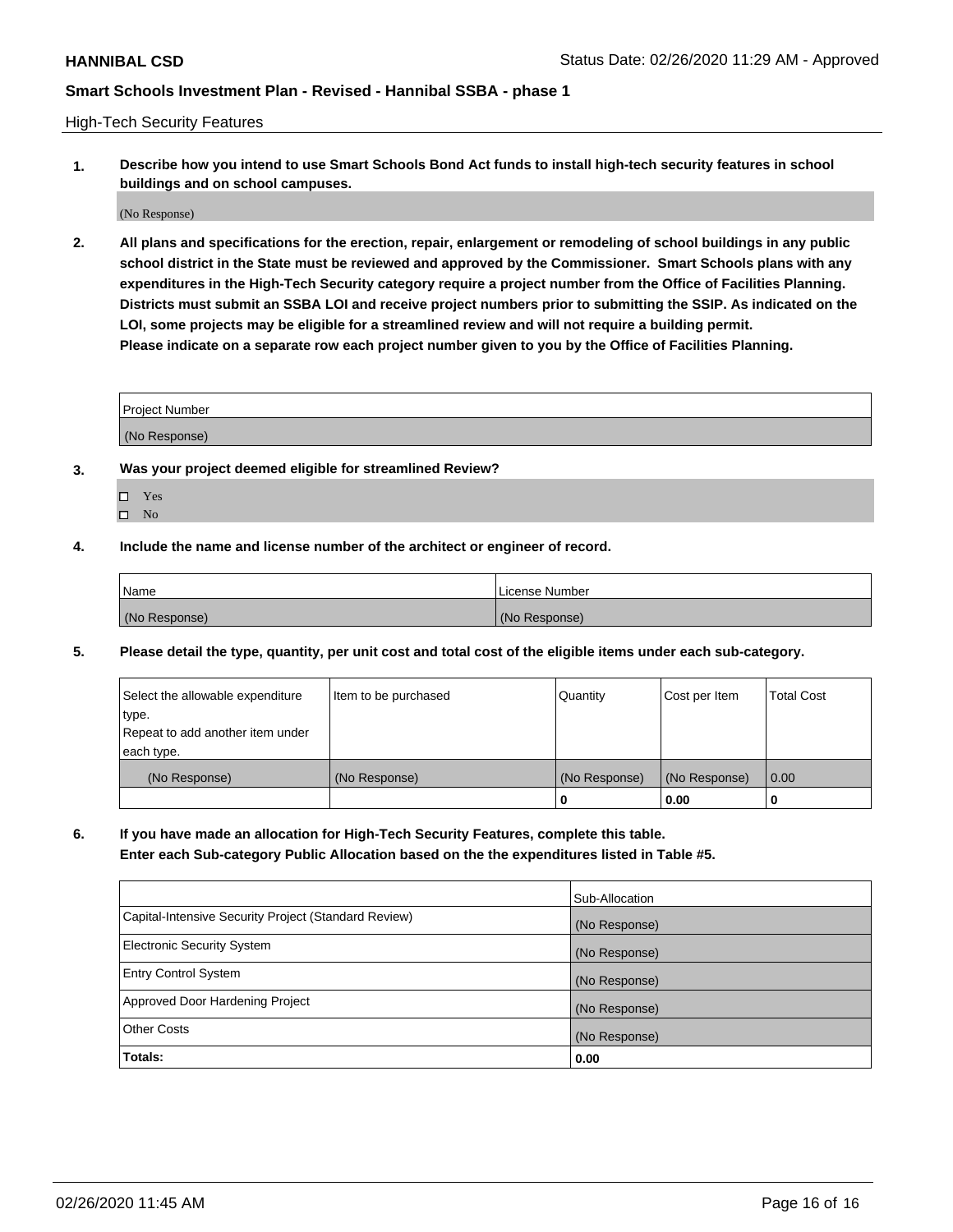High-Tech Security Features

**1. Describe how you intend to use Smart Schools Bond Act funds to install high-tech security features in school buildings and on school campuses.**

(No Response)

**2. All plans and specifications for the erection, repair, enlargement or remodeling of school buildings in any public school district in the State must be reviewed and approved by the Commissioner. Smart Schools plans with any expenditures in the High-Tech Security category require a project number from the Office of Facilities Planning. Districts must submit an SSBA LOI and receive project numbers prior to submitting the SSIP. As indicated on the LOI, some projects may be eligible for a streamlined review and will not require a building permit. Please indicate on a separate row each project number given to you by the Office of Facilities Planning.**

| Project Number |
|---|
| (No Response) |

**3. Was your project deemed eligible for streamlined Review?**

- ☐ Yes
- ☐ No

**4. Include the name and license number of the architect or engineer of record.**

| Name | License Number |
|---|---|
| (No Response) | (No Response) |

**5. Please detail the type, quantity, per unit cost and total cost of the eligible items under each sub-category.**

| Select the allowable expenditure type. Repeat to add another item under each type. | Item to be purchased | Quantity | Cost per Item | Total Cost |
|---|---|---|---|---|
| (No Response) | (No Response) | (No Response) | (No Response) | 0.00 |
| | | 0 | 0.00 | 0 |

**6. If you have made an allocation for High-Tech Security Features, complete this table. Enter each Sub-category Public Allocation based on the the expenditures listed in Table #5.**

| | Sub-Allocation |
|---|---|
| Capital-Intensive Security Project (Standard Review) | (No Response) |
| Electronic Security System | (No Response) |
| Entry Control System | (No Response) |
| Approved Door Hardening Project | (No Response) |
| Other Costs | (No Response) |
| **Totals:** | **0.00** |